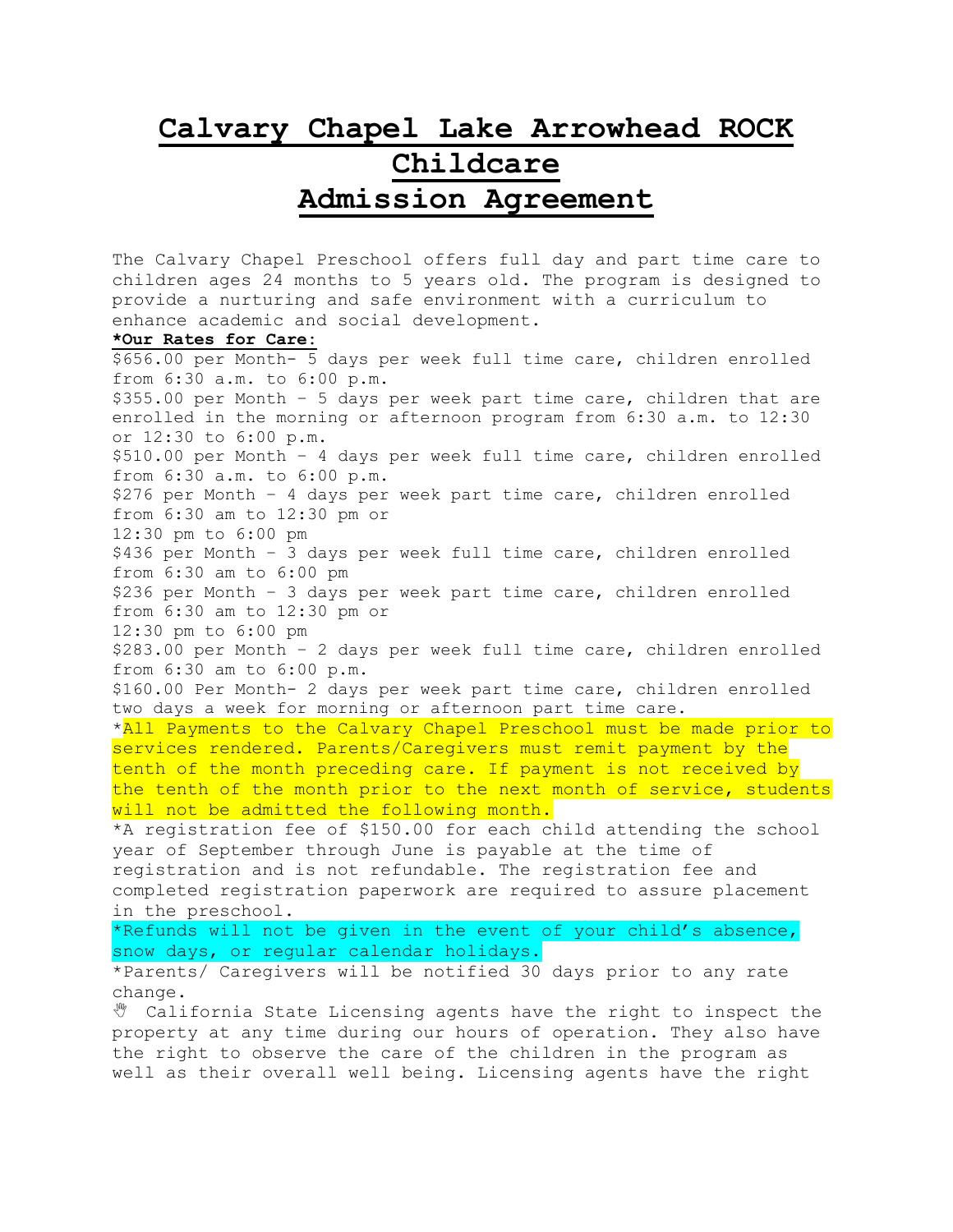# Calvary Chapel Lake Arrowhead ROCK Childcare Admission Agreement

The Calvary Chapel Preschool offers full day and part time care to children ages 24 months to 5 years old. The program is designed to provide a nurturing and safe environment with a curriculum to enhance academic and social development.

***Our Rates for Care:**

$656.00 per Month- 5 days per week full time care, children enrolled from 6:30 a.m. to 6:00 p.m.

$355.00 per Month – 5 days per week part time care, children that are enrolled in the morning or afternoon program from 6:30 a.m. to 12:30 or 12:30 to 6:00 p.m.

$510.00 per Month – 4 days per week full time care, children enrolled from 6:30 a.m. to 6:00 p.m.

$276 per Month – 4 days per week part time care, children enrolled from 6:30 am to 12:30 pm or
12:30 pm to 6:00 pm

$436 per Month – 3 days per week full time care, children enrolled from 6:30 am to 6:00 pm

$236 per Month – 3 days per week part time care, children enrolled from 6:30 am to 12:30 pm or
12:30 pm to 6:00 pm

$283.00 per Month – 2 days per week full time care, children enrolled from 6:30 am to 6:00 p.m.

$160.00 Per Month- 2 days per week part time care, children enrolled two days a week for morning or afternoon part time care.

*All Payments to the Calvary Chapel Preschool must be made prior to services rendered. Parents/Caregivers must remit payment by the tenth of the month preceding care. If payment is not received by the tenth of the month prior to the next month of service, students will not be admitted the following month.

*A registration fee of $150.00 for each child attending the school year of September through June is payable at the time of registration and is not refundable. The registration fee and completed registration paperwork are required to assure placement in the preschool.

*Refunds will not be given in the event of your child's absence, snow days, or regular calendar holidays.

*Parents/ Caregivers will be notified 30 days prior to any rate change.

✋ California State Licensing agents have the right to inspect the property at any time during our hours of operation. They also have the right to observe the care of the children in the program as well as their overall well being. Licensing agents have the right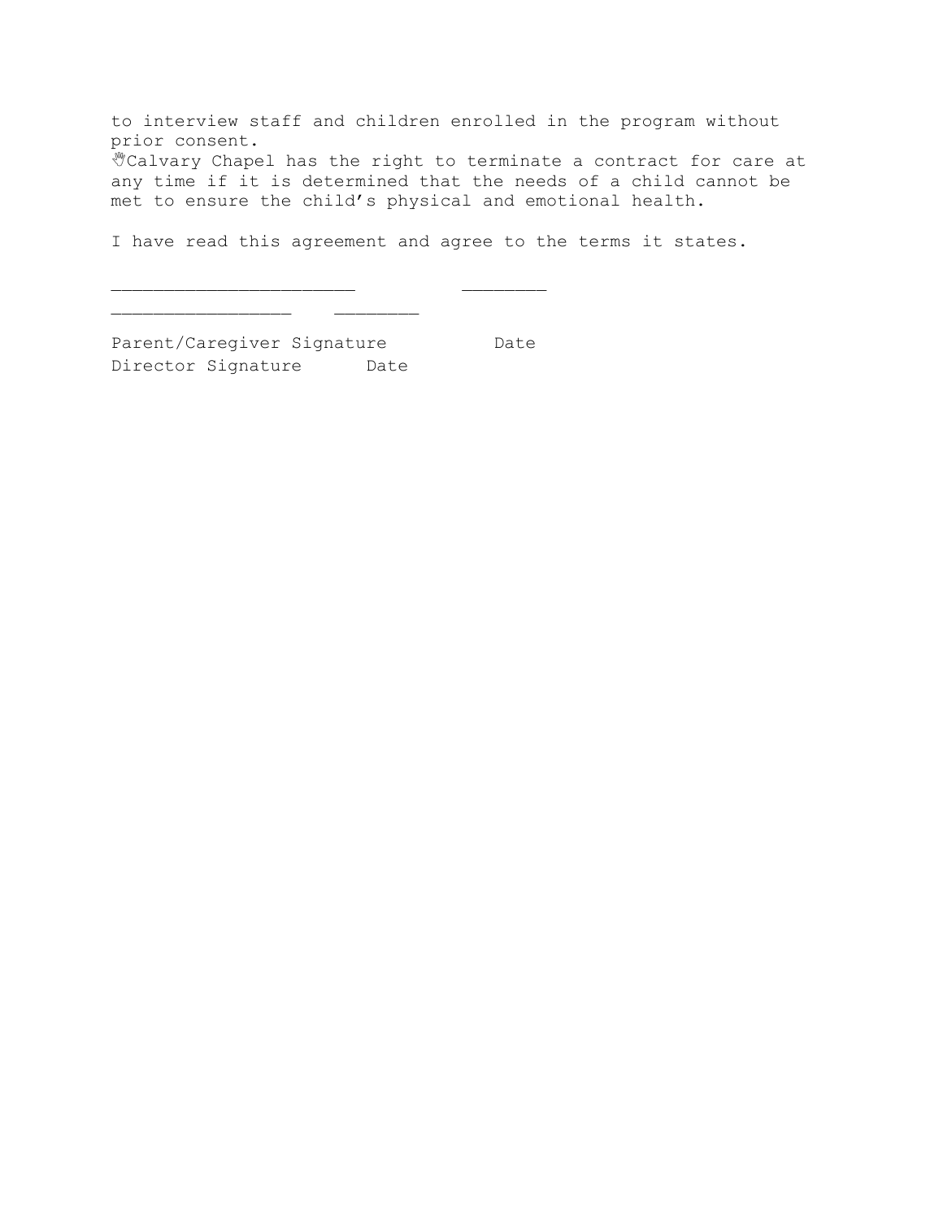to interview staff and children enrolled in the program without prior consent.

👋Calvary Chapel has the right to terminate a contract for care at any time if it is determined that the needs of a child cannot be met to ensure the child's physical and emotional health.

I have read this agreement and agree to the terms it states.

_______________________ ________

_________________ ________

Parent/Caregiver Signature Date

Director Signature Date